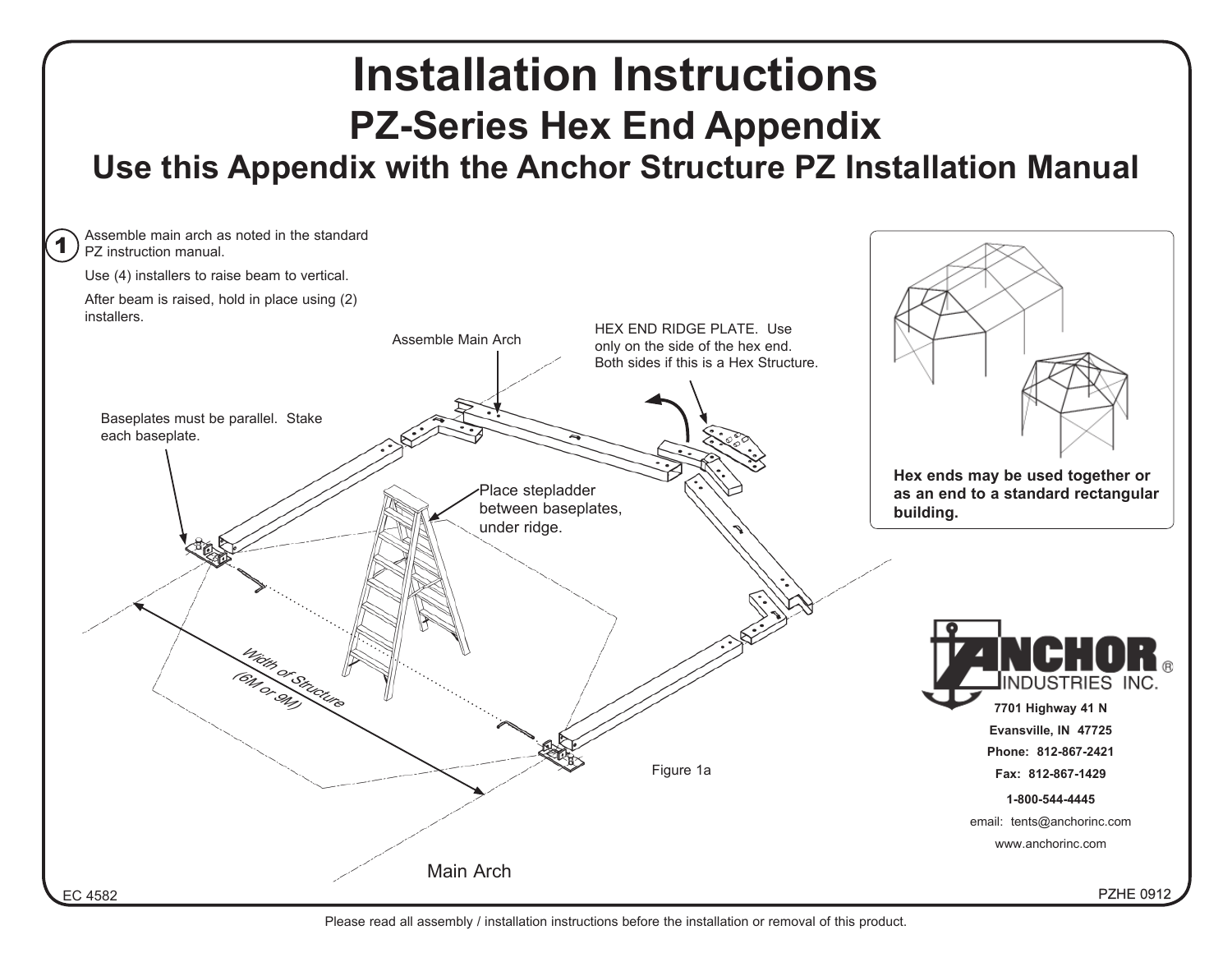# Installation Instructions

## PZ-Series Hex End Appendix

### Use this Appendix with the Anchor Structure PZ Installation Manual

**1**

Assemble main arch as noted in the standard PZ instruction manual.

Use (4) installers to raise beam to vertical.

After beam is raised, hold in place using (2) installers.

Assemble Main Arch

HEX END RIDGE PLATE. Use only on the side of the hex end. Both sides if this is a Hex Structure.

Baseplates must be parallel. Stake each baseplate.

Place stepladder between baseplates, under ridge.

Width of Structure (6M or 9M)

Figure 1a

Main Arch

**Hex ends may be used together or as an end to a standard rectangular building.**

ANCHOR® INDUSTRIES INC.

**7701 Highway 41 N**

**Evansville, IN 47725**

**Phone: 812-867-2421**

**Fax: 812-867-1429**

**1-800-544-4445**

email: tents@anchorinc.com

www.anchorinc.com

EC 4582

PZHE 0912

Please read all assembly / installation instructions before the installation or removal of this product.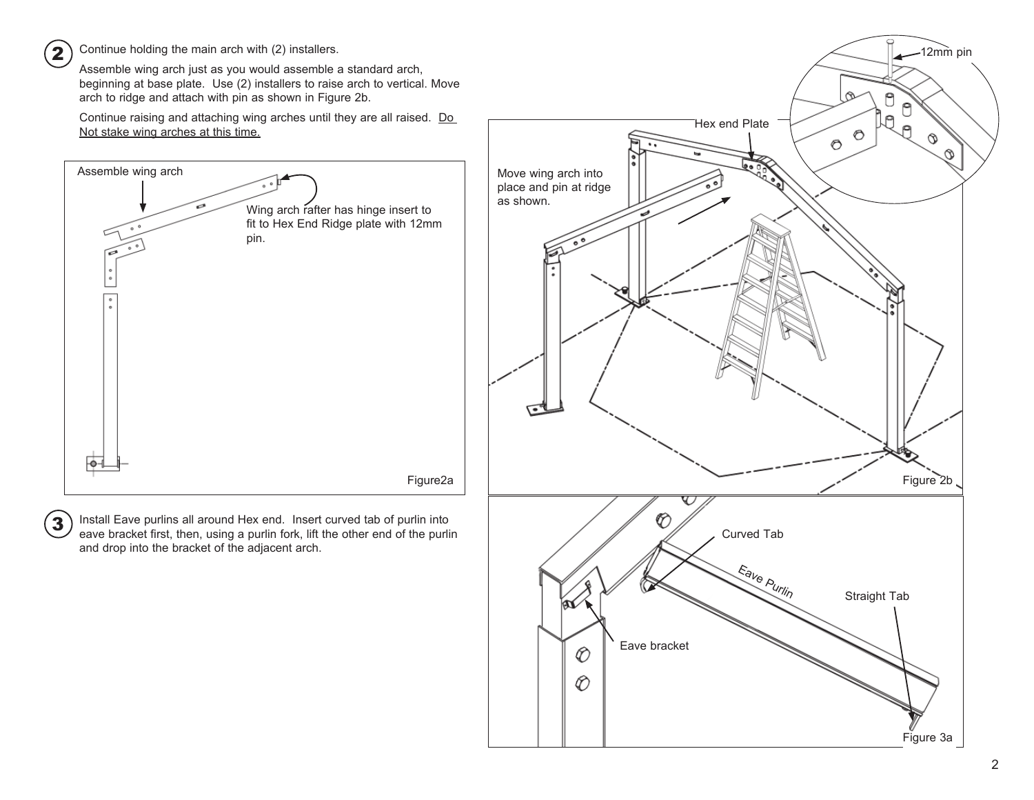**2** Continue holding the main arch with (2) installers.

Assemble wing arch just as you would assemble a standard arch, beginning at base plate. Use (2) installers to raise arch to vertical. Move arch to ridge and attach with pin as shown in Figure 2b.

Continue raising and attaching wing arches until they are all raised. Do Not stake wing arches at this time.

Assemble wing arch

Wing arch rafter has hinge insert to fit to Hex End Ridge plate with 12mm pin.

Figure2a

Move wing arch into place and pin at ridge as shown.

Hex end Plate

12mm pin

Figure 2b

**3** Install Eave purlins all around Hex end. Insert curved tab of purlin into eave bracket first, then, using a purlin fork, lift the other end of the purlin and drop into the bracket of the adjacent arch.

Curved Tab

Eave Purlin

Straight Tab

Eave bracket

Figure 3a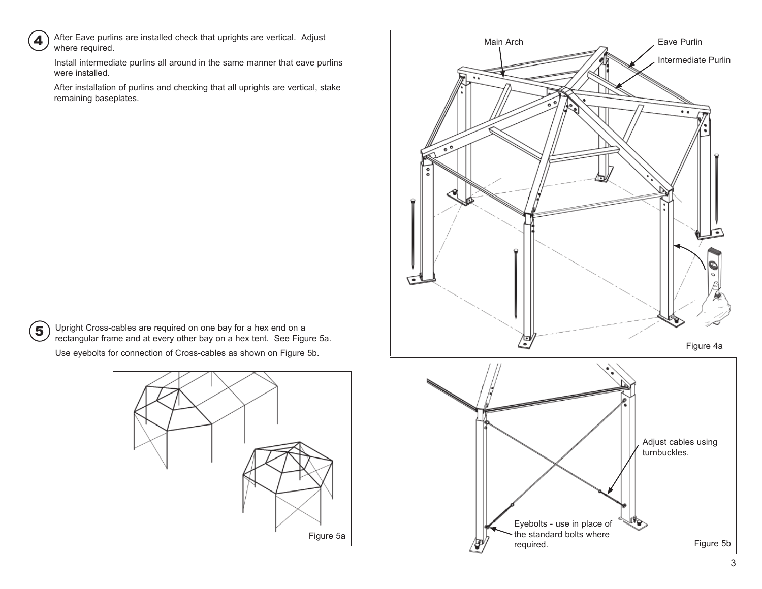**4** After Eave purlins are installed check that uprights are vertical. Adjust where required.

Install intermediate purlins all around in the same manner that eave purlins were installed.

After installation of purlins and checking that all uprights are vertical, stake remaining baseplates.

Main Arch

Eave Purlin

Intermediate Purlin

Figure 4a

**5** Upright Cross-cables are required on one bay for a hex end on a rectangular frame and at every other bay on a hex tent. See Figure 5a.

Use eyebolts for connection of Cross-cables as shown on Figure 5b.

Figure 5a

Adjust cables using turnbuckles.

Eyebolts - use in place of the standard bolts where required.

Figure 5b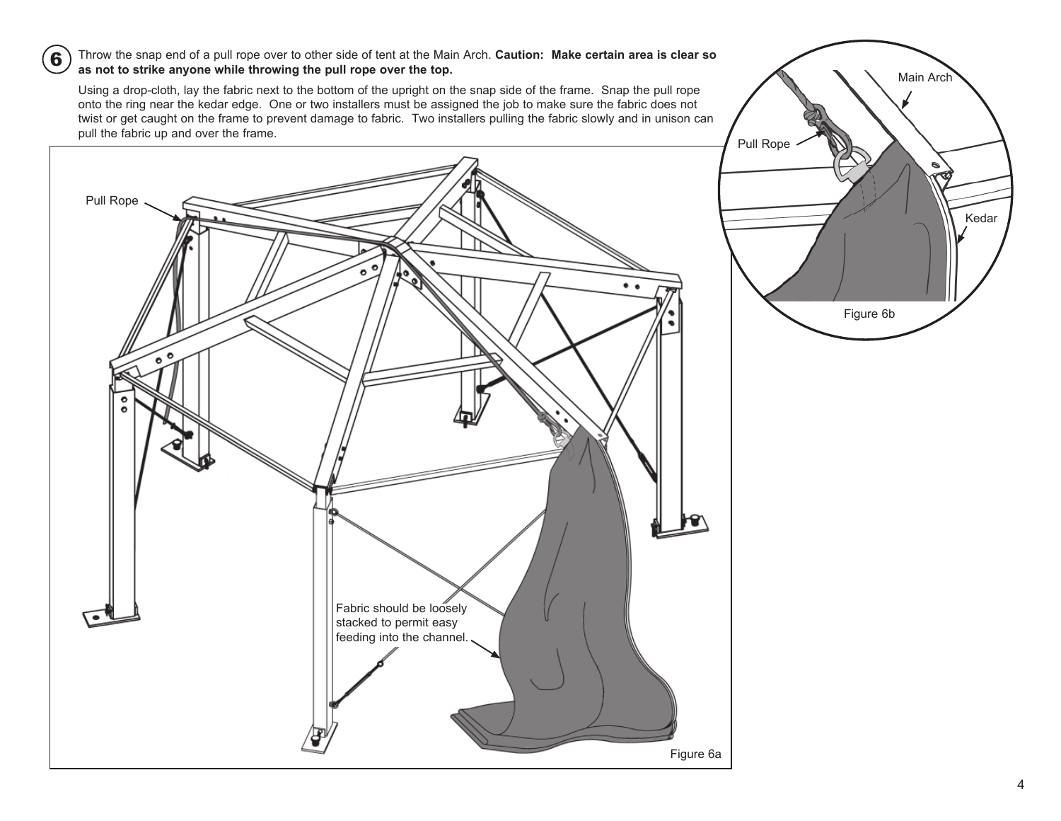**6** Throw the snap end of a pull rope over to other side of tent at the Main Arch. **Caution: Make certain area is clear so as not to strike anyone while throwing the pull rope over the top.**

Using a drop-cloth, lay the fabric next to the bottom of the upright on the snap side of the frame. Snap the pull rope onto the ring near the kedar edge. One or two installers must be assigned the job to make sure the fabric does not twist or get caught on the frame to prevent damage to fabric. Two installers pulling the fabric slowly and in unison can pull the fabric up and over the frame.

Pull Rope

Fabric should be loosely stacked to permit easy feeding into the channel.

Figure 6a

Main Arch

Pull Rope

Kedar

Figure 6b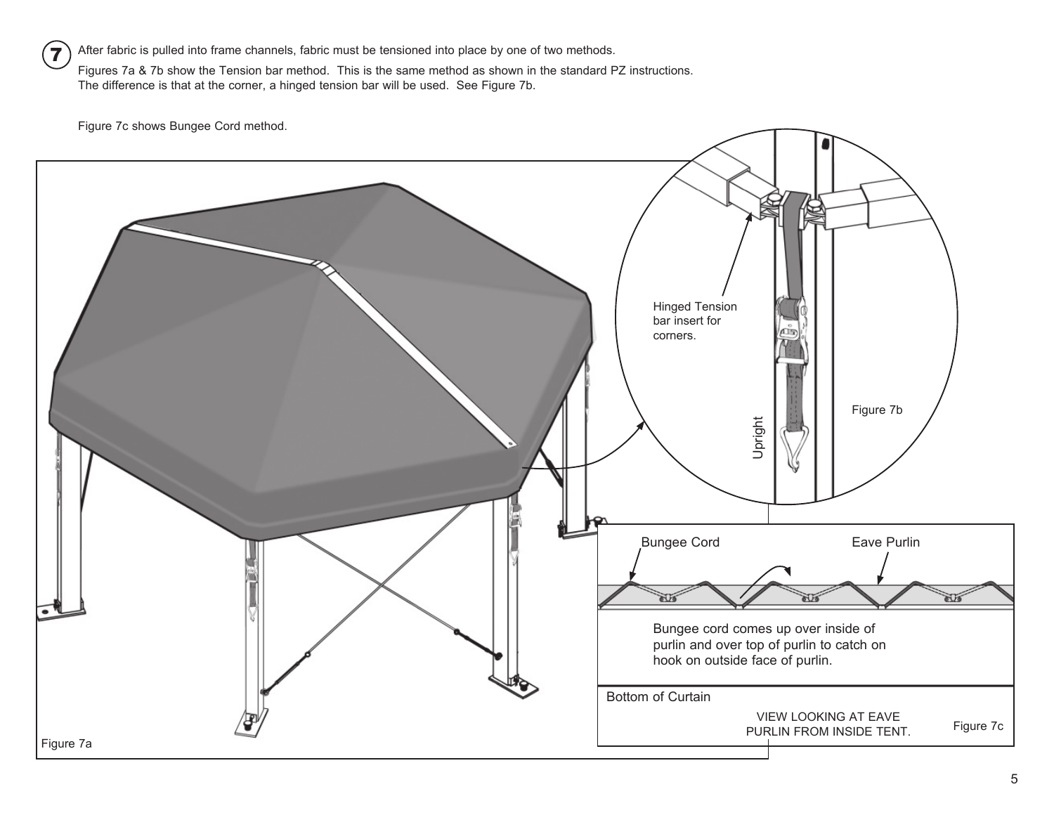**7** After fabric is pulled into frame channels, fabric must be tensioned into place by one of two methods.

Figures 7a & 7b show the Tension bar method. This is the same method as shown in the standard PZ instructions. The difference is that at the corner, a hinged tension bar will be used. See Figure 7b.

Figure 7c shows Bungee Cord method.

Hinged Tension bar insert for corners.

Upright

Figure 7b

Bungee Cord

Eave Purlin

Bungee cord comes up over inside of purlin and over top of purlin to catch on hook on outside face of purlin.

Bottom of Curtain

VIEW LOOKING AT EAVE PURLIN FROM INSIDE TENT.

Figure 7c

Figure 7a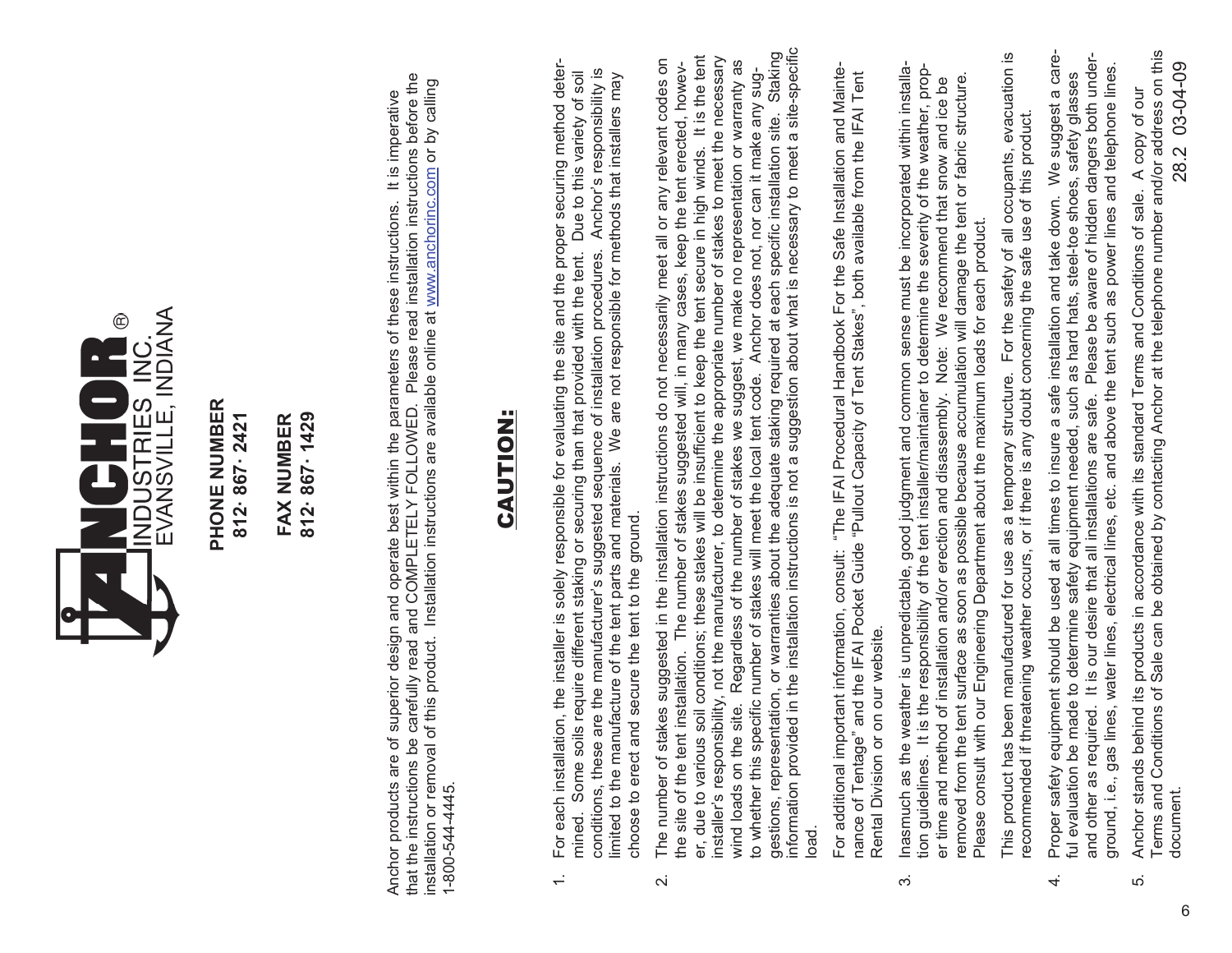**ANCHOR®**
INDUSTRIES INC.
EVANSVILLE, INDIANA

**PHONE NUMBER**
**812· 867· 2421**

**FAX NUMBER**
**812· 867· 1429**

Anchor products are of superior design and operate best within the parameters of these instructions. It is imperative that the instructions be carefully read and COMPLETELY FOLLOWED. Please read installation instructions before the installation or removal of this product. Installation instructions are available online at www.anchorinc.com or by calling 1-800-544-4445.

## CAUTION:

1. For each installation, the installer is solely responsible for evaluating the site and the proper securing method determined. Some soils require different staking or securing than that provided with the tent. Due to this variety of soil conditions, these are the manufacturer's suggested sequence of installation procedures. Anchor's responsibility is limited to the manufacture of the tent parts and materials. We are not responsible for methods that installers may choose to erect and secure the tent to the ground.

2. The number of stakes suggested in the installation instructions do not necessarily meet all or any relevant codes on the site of the tent installation. The number of stakes suggested will, in many cases, keep the tent erected, however, due to various soil conditions; these stakes will be insufficient to keep the tent secure in high winds. It is the tent installer's responsibility, not the manufacturer, to determine the appropriate number of stakes to meet the necessary wind loads on the site. Regardless of the number of stakes we suggest, we make no representation or warranty as to whether this specific number of stakes will meet the local tent code. Anchor does not, nor can it make any suggestions, representation, or warranties about the adequate staking required at each specific installation site. Staking information provided in the installation instructions is not a suggestion about what is necessary to meet a site-specific load.

   For additional important information, consult: "The IFAI Procedural Handbook For the Safe Installation and Maintenance of Tentage" and the IFAI Pocket Guide "Pullout Capacity of Tent Stakes", both available from the IFAI Tent Rental Division or on our website.

3. Inasmuch as the weather is unpredictable, good judgment and common sense must be incorporated within installation guidelines. It is the responsibility of the tent installer/maintainer to determine the severity of the weather, proper time and method of installation and/or erection and disassembly. Note: We recommend that snow and ice be removed from the tent surface as soon as possible because accumulation will damage the tent or fabric structure. Please consult with our Engineering Department about the maximum loads for each product.

   This product has been manufactured for use as a temporary structure. For the safety of all occupants, evacuation is recommended if threatening weather occurs, or if there is any doubt concerning the safe use of this product.

4. Proper safety equipment should be used at all times to insure a safe installation and take down. We suggest a careful evaluation be made to determine safety equipment needed, such as hard hats, steel-toe shoes, safety glasses and other as required. It is our desire that all installations are safe. Please be aware of hidden dangers both underground, i.e., gas lines, water lines, electrical lines, etc. and above the tent such as power lines and telephone lines.

5. Anchor stands behind its products in accordance with its standard Terms and Conditions of sale. A copy of our Terms and Conditions of Sale can be obtained by contacting Anchor at the telephone number and/or address on this document.

28.2 03-04-09